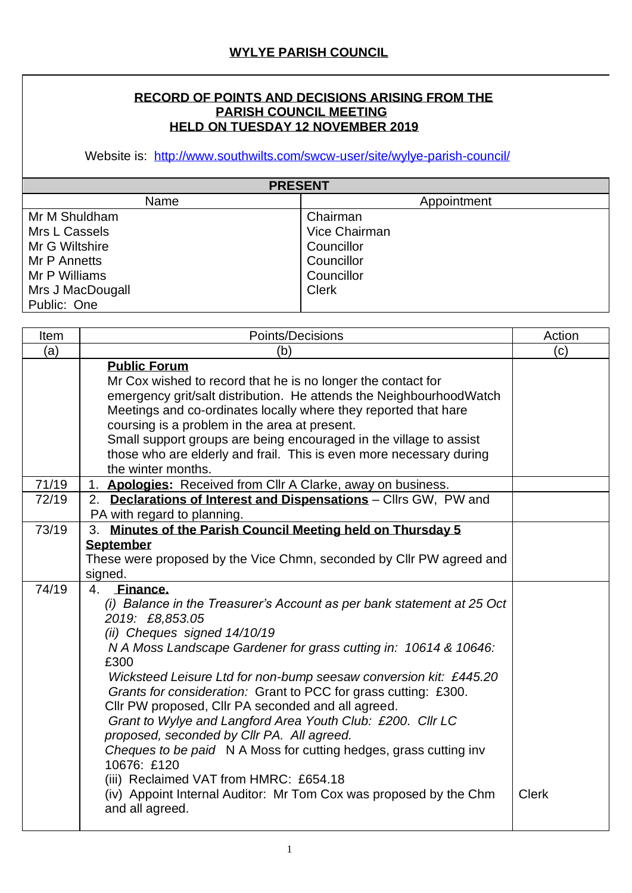# WYLYE PARISH COUNCIL

## RECORD OF POINTS AND DECISIONS ARISING FROM THE PARISH COUNCIL MEETING HELD ON TUESDAY 12 NOVEMBER 2019

Website is: http://www.southwilts.com/swcw-user/site/wylye-parish-council/

| PRESENT | |
|---|---|
| Name | Appointment |
| Mr M Shuldham | Chairman |
| Mrs L Cassels | Vice Chairman |
| Mr G Wiltshire | Councillor |
| Mr P Annetts | Councillor |
| Mr P Williams | Councillor |
| Mrs J MacDougall | Clerk |
| Public: One | |

| Item | Points/Decisions | Action |
|---|---|---|
| (a) | (b) | (c) |
| | **Public Forum**<br>Mr Cox wished to record that he is no longer the contact for emergency grit/salt distribution. He attends the NeighbourhoodWatch Meetings and co-ordinates locally where they reported that hare coursing is a problem in the area at present.<br>Small support groups are being encouraged in the village to assist those who are elderly and frail. This is even more necessary during the winter months. | |
| 71/19 | 1. **Apologies:** Received from Cllr A Clarke, away on business. | |
| 72/19 | 2. **Declarations of Interest and Dispensations** – Cllrs GW, PW and PA with regard to planning. | |
| 73/19 | 3. **Minutes of the Parish Council Meeting held on Thursday 5 September**<br>These were proposed by the Vice Chmn, seconded by Cllr PW agreed and signed. | |
| 74/19 | 4. **Finance.**<br>*(i) Balance in the Treasurer's Account as per bank statement at 25 Oct 2019: £8,853.05*<br>*(ii) Cheques signed 14/10/19*<br>*N A Moss Landscape Gardener for grass cutting in: 10614 & 10646:* £300<br>*Wicksteed Leisure Ltd for non-bump seesaw conversion kit: £445.20*<br>*Grants for consideration:* Grant to PCC for grass cutting: £300. Cllr PW proposed, Cllr PA seconded and all agreed.<br>*Grant to Wylye and Langford Area Youth Club: £200. Cllr LC proposed, seconded by Cllr PA. All agreed.*<br>*Cheques to be paid* N A Moss for cutting hedges, grass cutting inv 10676: £120<br>(iii) Reclaimed VAT from HMRC: £654.18<br>(iv) Appoint Internal Auditor: Mr Tom Cox was proposed by the Chm and all agreed. | Clerk |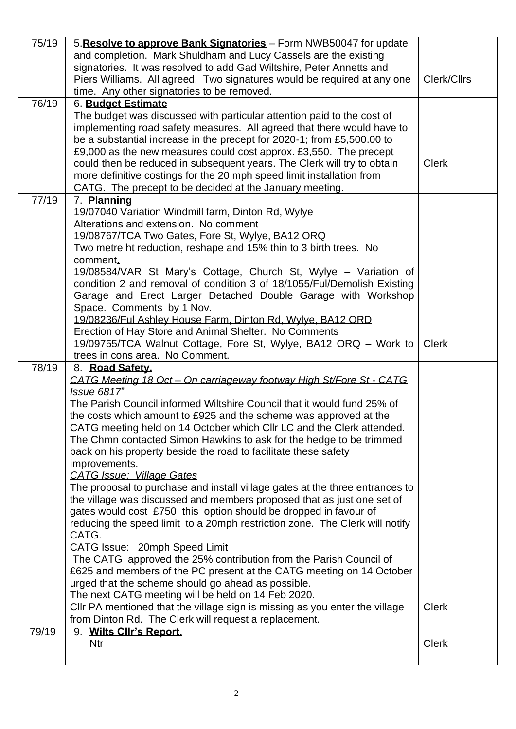| | | |
|---|---|---|
| 75/19 | 5.**Resolve to approve Bank Signatories** – Form NWB50047 for update and completion. Mark Shuldham and Lucy Cassels are the existing signatories. It was resolved to add Gad Wiltshire, Peter Annetts and Piers Williams. All agreed. Two signatures would be required at any one time. Any other signatories to be removed. | Clerk/Cllrs |
| 76/19 | 6. **Budget Estimate**<br>The budget was discussed with particular attention paid to the cost of implementing road safety measures. All agreed that there would have to be a substantial increase in the precept for 2020-1; from £5,500.00 to £9,000 as the new measures could cost approx. £3,550. The precept could then be reduced in subsequent years. The Clerk will try to obtain more definitive costings for the 20 mph speed limit installation from CATG. The precept to be decided at the January meeting. | Clerk |
| 77/19 | 7. **Planning**<br>19/07040 Variation Windmill farm, Dinton Rd, Wylye<br>Alterations and extension. No comment<br>19/08767/TCA Two Gates, Fore St, Wylye, BA12 ORQ<br>Two metre ht reduction, reshape and 15% thin to 3 birth trees. No comment.<br>19/08584/VAR St Mary's Cottage, Church St, Wylye – Variation of condition 2 and removal of condition 3 of 18/1055/Ful/Demolish Existing Garage and Erect Larger Detached Double Garage with Workshop Space. Comments by 1 Nov.<br>19/08236/Ful Ashley House Farm, Dinton Rd, Wylye, BA12 ORD<br>Erection of Hay Store and Animal Shelter. No Comments<br>19/09755/TCA Walnut Cottage, Fore St, Wylye, BA12 ORQ – Work to trees in cons area. No Comment. | Clerk |
| 78/19 | 8. **Road Safety.**<br>*CATG Meeting 18 Oct – On carriageway footway High St/Fore St - CATG Issue 6817"*<br>The Parish Council informed Wiltshire Council that it would fund 25% of the costs which amount to £925 and the scheme was approved at the CATG meeting held on 14 October which Cllr LC and the Clerk attended. The Chmn contacted Simon Hawkins to ask for the hedge to be trimmed back on his property beside the road to facilitate these safety improvements.<br>*CATG Issue: Village Gates*<br>The proposal to purchase and install village gates at the three entrances to the village was discussed and members proposed that as just one set of gates would cost £750 this option should be dropped in favour of reducing the speed limit to a 20mph restriction zone. The Clerk will notify CATG.<br>CATG Issue: 20mph Speed Limit<br>The CATG approved the 25% contribution from the Parish Council of £625 and members of the PC present at the CATG meeting on 14 October urged that the scheme should go ahead as possible.<br>The next CATG meeting will be held on 14 Feb 2020.<br>Cllr PA mentioned that the village sign is missing as you enter the village from Dinton Rd. The Clerk will request a replacement. | Clerk |
| 79/19 | 9. **Wilts Cllr's Report.**<br>Ntr | Clerk |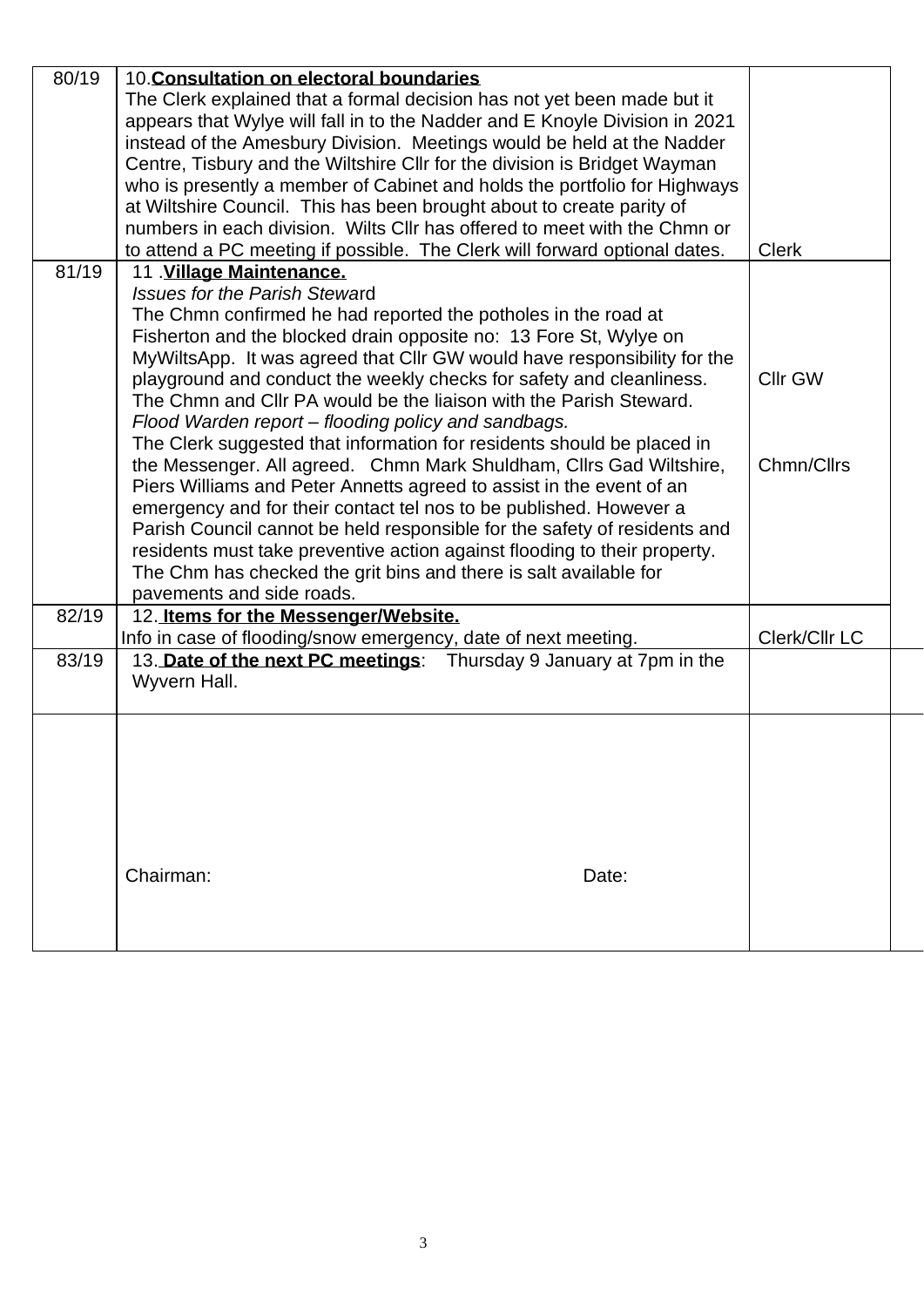| | | |
|---|---|---|
| 80/19 | 10.**Consultation on electoral boundaries**<br>The Clerk explained that a formal decision has not yet been made but it appears that Wylye will fall in to the Nadder and E Knoyle Division in 2021 instead of the Amesbury Division. Meetings would be held at the Nadder Centre, Tisbury and the Wiltshire Cllr for the division is Bridget Wayman who is presently a member of Cabinet and holds the portfolio for Highways at Wiltshire Council. This has been brought about to create parity of numbers in each division. Wilts Cllr has offered to meet with the Chmn or to attend a PC meeting if possible. The Clerk will forward optional dates. | Clerk |
| 81/19 | 11 .**Village Maintenance.**<br>*Issues for the Parish Steward*<br>The Chmn confirmed he had reported the potholes in the road at Fisherton and the blocked drain opposite no: 13 Fore St, Wylye on MyWiltsApp. It was agreed that Cllr GW would have responsibility for the playground and conduct the weekly checks for safety and cleanliness. The Chmn and Cllr PA would be the liaison with the Parish Steward.<br>*Flood Warden report – flooding policy and sandbags.*<br>The Clerk suggested that information for residents should be placed in the Messenger. All agreed. Chmn Mark Shuldham, Cllrs Gad Wiltshire, Piers Williams and Peter Annetts agreed to assist in the event of an emergency and for their contact tel nos to be published. However a Parish Council cannot be held responsible for the safety of residents and residents must take preventive action against flooding to their property. The Chm has checked the grit bins and there is salt available for pavements and side roads. | Cllr GW<br><br>Chmn/Cllrs |
| 82/19 | 12. **Items for the Messenger/Website.**<br>Info in case of flooding/snow emergency, date of next meeting. | Clerk/Cllr LC |
| 83/19 | 13. **Date of the next PC meetings**: Thursday 9 January at 7pm in the Wyvern Hall. | |
| | Chairman: Date: | |